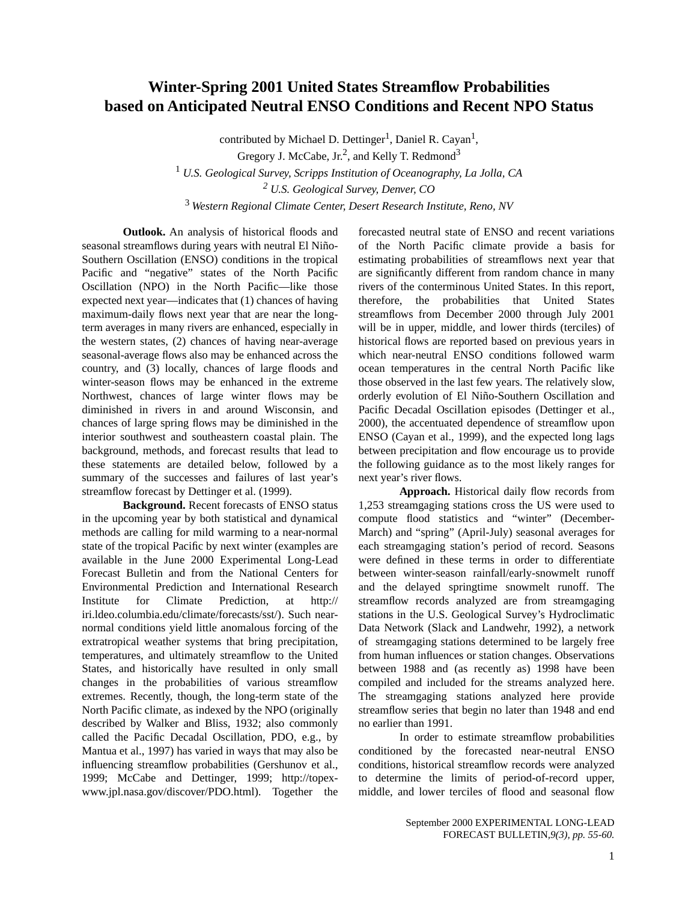# Winter-Spring 2001 United States Streamflow Probabilities based on Anticipated Neutral ENSO Conditions and Recent NPO Status

contributed by Michael D. Dettinger[1], Daniel R. Cayan[1], Gregory J. McCabe, Jr.[2], and Kelly T. Redmond[3]

[1] *U.S. Geological Survey, Scripps Institution of Oceanography, La Jolla, CA*

[2] *U.S. Geological Survey, Denver, CO*

[3] *Western Regional Climate Center, Desert Research Institute, Reno, NV*

**Outlook.** An analysis of historical floods and seasonal streamflows during years with neutral El Niño-Southern Oscillation (ENSO) conditions in the tropical Pacific and "negative" states of the North Pacific Oscillation (NPO) in the North Pacific—like those expected next year—indicates that (1) chances of having maximum-daily flows next year that are near the long-term averages in many rivers are enhanced, especially in the western states, (2) chances of having near-average seasonal-average flows also may be enhanced across the country, and (3) locally, chances of large floods and winter-season flows may be enhanced in the extreme Northwest, chances of large winter flows may be diminished in rivers in and around Wisconsin, and chances of large spring flows may be diminished in the interior southwest and southeastern coastal plain. The background, methods, and forecast results that lead to these statements are detailed below, followed by a summary of the successes and failures of last year's streamflow forecast by Dettinger et al. (1999).

**Background.** Recent forecasts of ENSO status in the upcoming year by both statistical and dynamical methods are calling for mild warming to a near-normal state of the tropical Pacific by next winter (examples are available in the June 2000 Experimental Long-Lead Forecast Bulletin and from the National Centers for Environmental Prediction and International Research Institute for Climate Prediction, at http://iri.ldeo.columbia.edu/climate/forecasts/sst/). Such near-normal conditions yield little anomalous forcing of the extratropical weather systems that bring precipitation, temperatures, and ultimately streamflow to the United States, and historically have resulted in only small changes in the probabilities of various streamflow extremes. Recently, though, the long-term state of the North Pacific climate, as indexed by the NPO (originally described by Walker and Bliss, 1932; also commonly called the Pacific Decadal Oscillation, PDO, e.g., by Mantua et al., 1997) has varied in ways that may also be influencing streamflow probabilities (Gershunov et al., 1999; McCabe and Dettinger, 1999; http://topex-www.jpl.nasa.gov/discover/PDO.html). Together the forecasted neutral state of ENSO and recent variations of the North Pacific climate provide a basis for estimating probabilities of streamflows next year that are significantly different from random chance in many rivers of the conterminous United States. In this report, therefore, the probabilities that United States streamflows from December 2000 through July 2001 will be in upper, middle, and lower thirds (terciles) of historical flows are reported based on previous years in which near-neutral ENSO conditions followed warm ocean temperatures in the central North Pacific like those observed in the last few years. The relatively slow, orderly evolution of El Niño-Southern Oscillation and Pacific Decadal Oscillation episodes (Dettinger et al., 2000), the accentuated dependence of streamflow upon ENSO (Cayan et al., 1999), and the expected long lags between precipitation and flow encourage us to provide the following guidance as to the most likely ranges for next year's river flows.

**Approach.** Historical daily flow records from 1,253 streamgaging stations cross the US were used to compute flood statistics and "winter" (December-March) and "spring" (April-July) seasonal averages for each streamgaging station's period of record. Seasons were defined in these terms in order to differentiate between winter-season rainfall/early-snowmelt runoff and the delayed springtime snowmelt runoff. The streamflow records analyzed are from streamgaging stations in the U.S. Geological Survey's Hydroclimatic Data Network (Slack and Landwehr, 1992), a network of streamgaging stations determined to be largely free from human influences or station changes. Observations between 1988 and (as recently as) 1998 have been compiled and included for the streams analyzed here. The streamgaging stations analyzed here provide streamflow series that begin no later than 1948 and end no earlier than 1991.

In order to estimate streamflow probabilities conditioned by the forecasted near-neutral ENSO conditions, historical streamflow records were analyzed to determine the limits of period-of-record upper, middle, and lower terciles of flood and seasonal flow

September 2000 EXPERIMENTAL LONG-LEAD FORECAST BULLETIN, *9(3), pp. 55-60.*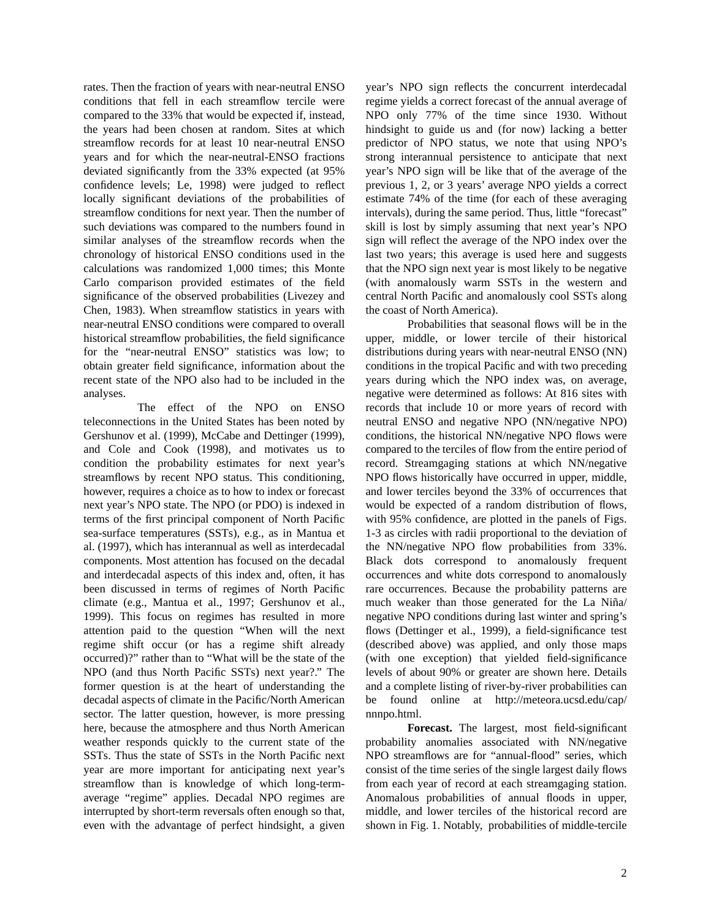rates. Then the fraction of years with near-neutral ENSO conditions that fell in each streamflow tercile were compared to the 33% that would be expected if, instead, the years had been chosen at random. Sites at which streamflow records for at least 10 near-neutral ENSO years and for which the near-neutral-ENSO fractions deviated significantly from the 33% expected (at 95% confidence levels; Le, 1998) were judged to reflect locally significant deviations of the probabilities of streamflow conditions for next year. Then the number of such deviations was compared to the numbers found in similar analyses of the streamflow records when the chronology of historical ENSO conditions used in the calculations was randomized 1,000 times; this Monte Carlo comparison provided estimates of the field significance of the observed probabilities (Livezey and Chen, 1983). When streamflow statistics in years with near-neutral ENSO conditions were compared to overall historical streamflow probabilities, the field significance for the "near-neutral ENSO" statistics was low; to obtain greater field significance, information about the recent state of the NPO also had to be included in the analyses.

The effect of the NPO on ENSO teleconnections in the United States has been noted by Gershunov et al. (1999), McCabe and Dettinger (1999), and Cole and Cook (1998), and motivates us to condition the probability estimates for next year's streamflows by recent NPO status. This conditioning, however, requires a choice as to how to index or forecast next year's NPO state. The NPO (or PDO) is indexed in terms of the first principal component of North Pacific sea-surface temperatures (SSTs), e.g., as in Mantua et al. (1997), which has interannual as well as interdecadal components. Most attention has focused on the decadal and interdecadal aspects of this index and, often, it has been discussed in terms of regimes of North Pacific climate (e.g., Mantua et al., 1997; Gershunov et al., 1999). This focus on regimes has resulted in more attention paid to the question "When will the next regime shift occur (or has a regime shift already occurred)?" rather than to "What will be the state of the NPO (and thus North Pacific SSTs) next year?." The former question is at the heart of understanding the decadal aspects of climate in the Pacific/North American sector. The latter question, however, is more pressing here, because the atmosphere and thus North American weather responds quickly to the current state of the SSTs. Thus the state of SSTs in the North Pacific next year are more important for anticipating next year's streamflow than is knowledge of which long-term-average "regime" applies. Decadal NPO regimes are interrupted by short-term reversals often enough so that, even with the advantage of perfect hindsight, a given year's NPO sign reflects the concurrent interdecadal regime yields a correct forecast of the annual average of NPO only 77% of the time since 1930. Without hindsight to guide us and (for now) lacking a better predictor of NPO status, we note that using NPO's strong interannual persistence to anticipate that next year's NPO sign will be like that of the average of the previous 1, 2, or 3 years' average NPO yields a correct estimate 74% of the time (for each of these averaging intervals), during the same period. Thus, little "forecast" skill is lost by simply assuming that next year's NPO sign will reflect the average of the NPO index over the last two years; this average is used here and suggests that the NPO sign next year is most likely to be negative (with anomalously warm SSTs in the western and central North Pacific and anomalously cool SSTs along the coast of North America).

Probabilities that seasonal flows will be in the upper, middle, or lower tercile of their historical distributions during years with near-neutral ENSO (NN) conditions in the tropical Pacific and with two preceding years during which the NPO index was, on average, negative were determined as follows: At 816 sites with records that include 10 or more years of record with neutral ENSO and negative NPO (NN/negative NPO) conditions, the historical NN/negative NPO flows were compared to the terciles of flow from the entire period of record. Streamgaging stations at which NN/negative NPO flows historically have occurred in upper, middle, and lower terciles beyond the 33% of occurrences that would be expected of a random distribution of flows, with 95% confidence, are plotted in the panels of Figs. 1-3 as circles with radii proportional to the deviation of the NN/negative NPO flow probabilities from 33%. Black dots correspond to anomalously frequent occurrences and white dots correspond to anomalously rare occurrences. Because the probability patterns are much weaker than those generated for the La Niña/ negative NPO conditions during last winter and spring's flows (Dettinger et al., 1999), a field-significance test (described above) was applied, and only those maps (with one exception) that yielded field-significance levels of about 90% or greater are shown here. Details and a complete listing of river-by-river probabilities can be found online at http://meteora.ucsd.edu/cap/ nnnpo.html.

**Forecast.** The largest, most field-significant probability anomalies associated with NN/negative NPO streamflows are for "annual-flood" series, which consist of the time series of the single largest daily flows from each year of record at each streamgaging station. Anomalous probabilities of annual floods in upper, middle, and lower terciles of the historical record are shown in Fig. 1. Notably, probabilities of middle-tercile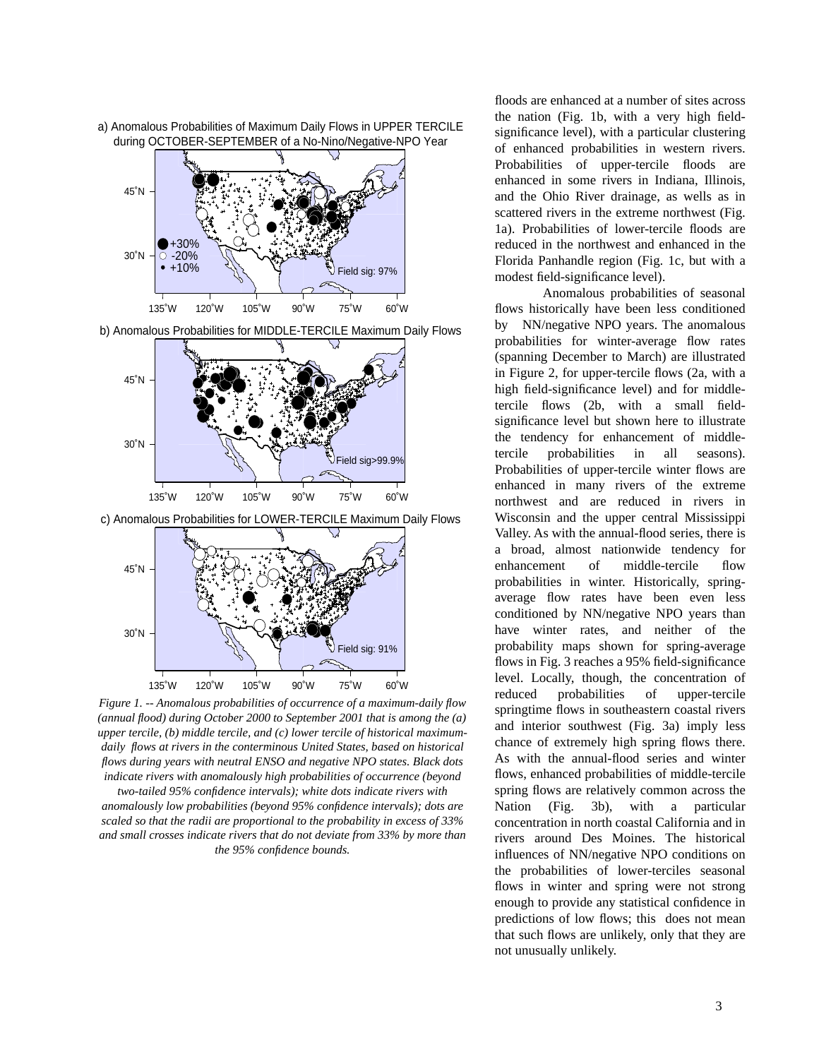a) Anomalous Probabilities of Maximum Daily Flows in UPPER TERCILE during OCTOBER-SEPTEMBER of a No-Nino/Negative-NPO Year

b) Anomalous Probabilities for MIDDLE-TERCILE Maximum Daily Flows

c) Anomalous Probabilities for LOWER-TERCILE Maximum Daily Flows

*Figure 1. -- Anomalous probabilities of occurrence of a maximum-daily flow (annual flood) during October 2000 to September 2001 that is among the (a) upper tercile, (b) middle tercile, and (c) lower tercile of historical maximum-daily flows at rivers in the conterminous United States, based on historical flows during years with neutral ENSO and negative NPO states. Black dots indicate rivers with anomalously high probabilities of occurrence (beyond two-tailed 95% confidence intervals); white dots indicate rivers with anomalously low probabilities (beyond 95% confidence intervals); dots are scaled so that the radii are proportional to the probability in excess of 33% and small crosses indicate rivers that do not deviate from 33% by more than the 95% confidence bounds.*

floods are enhanced at a number of sites across the nation (Fig. 1b, with a very high field-significance level), with a particular clustering of enhanced probabilities in western rivers. Probabilities of upper-tercile floods are enhanced in some rivers in Indiana, Illinois, and the Ohio River drainage, as wells as in scattered rivers in the extreme northwest (Fig. 1a). Probabilities of lower-tercile floods are reduced in the northwest and enhanced in the Florida Panhandle region (Fig. 1c, but with a modest field-significance level).

Anomalous probabilities of seasonal flows historically have been less conditioned by NN/negative NPO years. The anomalous probabilities for winter-average flow rates (spanning December to March) are illustrated in Figure 2, for upper-tercile flows (2a, with a high field-significance level) and for middle-tercile flows (2b, with a small field-significance level but shown here to illustrate the tendency for enhancement of middle-tercile probabilities in all seasons). Probabilities of upper-tercile winter flows are enhanced in many rivers of the extreme northwest and are reduced in rivers in Wisconsin and the upper central Mississippi Valley. As with the annual-flood series, there is a broad, almost nationwide tendency for enhancement of middle-tercile flow probabilities in winter. Historically, spring-average flow rates have been even less conditioned by NN/negative NPO years than have winter rates, and neither of the probability maps shown for spring-average flows in Fig. 3 reaches a 95% field-significance level. Locally, though, the concentration of reduced probabilities of upper-tercile springtime flows in southeastern coastal rivers and interior southwest (Fig. 3a) imply less chance of extremely high spring flows there. As with the annual-flood series and winter flows, enhanced probabilities of middle-tercile spring flows are relatively common across the Nation (Fig. 3b), with a particular concentration in north coastal California and in rivers around Des Moines. The historical influences of NN/negative NPO conditions on the probabilities of lower-terciles seasonal flows in winter and spring were not strong enough to provide any statistical confidence in predictions of low flows; this does not mean that such flows are unlikely, only that they are not unusually unlikely.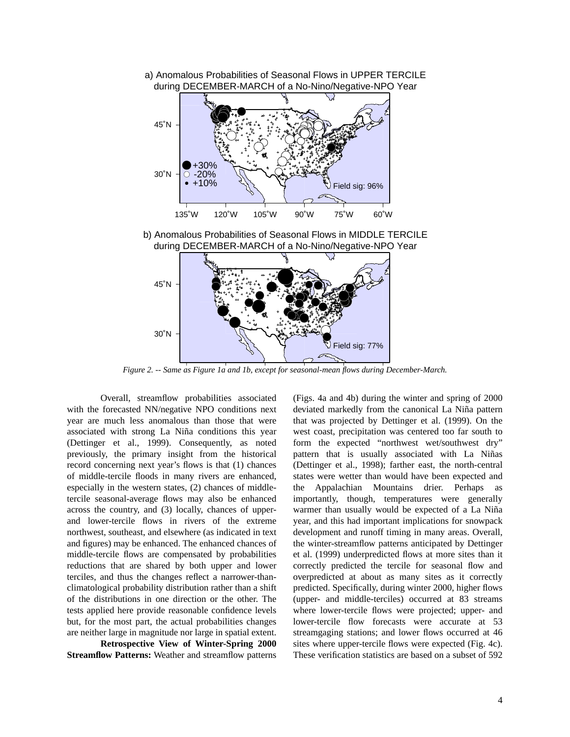*Figure 2. -- Same as Figure 1a and 1b, except for seasonal-mean flows during December-March.*

Overall, streamflow probabilities associated with the forecasted NN/negative NPO conditions next year are much less anomalous than those that were associated with strong La Niña conditions this year (Dettinger et al., 1999). Consequently, as noted previously, the primary insight from the historical record concerning next year's flows is that (1) chances of middle-tercile floods in many rivers are enhanced, especially in the western states, (2) chances of middle-tercile seasonal-average flows may also be enhanced across the country, and (3) locally, chances of upper- and lower-tercile flows in rivers of the extreme northwest, southeast, and elsewhere (as indicated in text and figures) may be enhanced. The enhanced chances of middle-tercile flows are compensated by probabilities reductions that are shared by both upper and lower terciles, and thus the changes reflect a narrower-than-climatological probability distribution rather than a shift of the distributions in one direction or the other. The tests applied here provide reasonable confidence levels but, for the most part, the actual probabilities changes are neither large in magnitude nor large in spatial extent.

**Retrospective View of Winter-Spring 2000 Streamflow Patterns:** Weather and streamflow patterns (Figs. 4a and 4b) during the winter and spring of 2000 deviated markedly from the canonical La Niña pattern that was projected by Dettinger et al. (1999). On the west coast, precipitation was centered too far south to form the expected "northwest wet/southwest dry" pattern that is usually associated with La Niñas (Dettinger et al., 1998); farther east, the north-central states were wetter than would have been expected and the Appalachian Mountains drier. Perhaps as importantly, though, temperatures were generally warmer than usually would be expected of a La Niña year, and this had important implications for snowpack development and runoff timing in many areas. Overall, the winter-streamflow patterns anticipated by Dettinger et al. (1999) underpredicted flows at more sites than it correctly predicted the tercile for seasonal flow and overpredicted at about as many sites as it correctly predicted. Specifically, during winter 2000, higher flows (upper- and middle-terciles) occurred at 83 streams where lower-tercile flows were projected; upper- and lower-tercile flow forecasts were accurate at 53 streamgaging stations; and lower flows occurred at 46 sites where upper-tercile flows were expected (Fig. 4c). These verification statistics are based on a subset of 592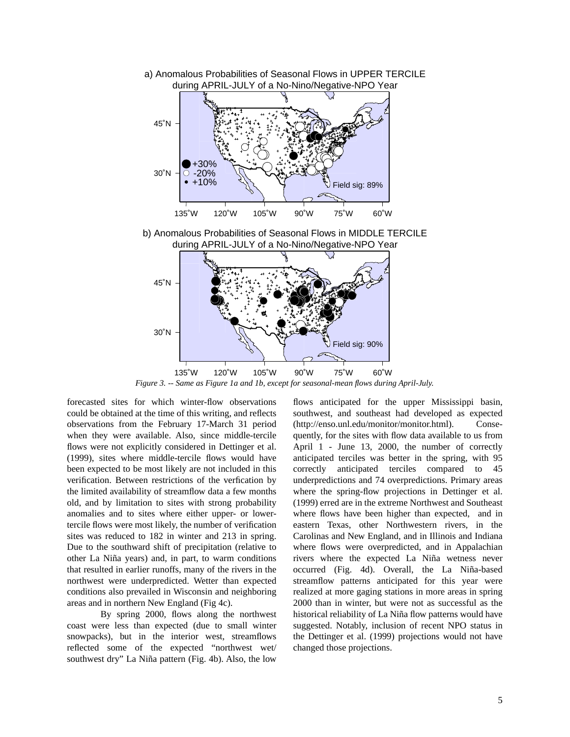a) Anomalous Probabilities of Seasonal Flows in UPPER TERCILE during APRIL-JULY of a No-Nino/Negative-NPO Year

b) Anomalous Probabilities of Seasonal Flows in MIDDLE TERCILE during APRIL-JULY of a No-Nino/Negative-NPO Year

*Figure 3. -- Same as Figure 1a and 1b, except for seasonal-mean flows during April-July.*

forecasted sites for which winter-flow observations could be obtained at the time of this writing, and reflects observations from the February 17-March 31 period when they were available. Also, since middle-tercile flows were not explicitly considered in Dettinger et al. (1999), sites where middle-tercile flows would have been expected to be most likely are not included in this verification. Between restrictions of the verfication by the limited availability of streamflow data a few months old, and by limitation to sites with strong probability anomalies and to sites where either upper- or lower-tercile flows were most likely, the number of verification sites was reduced to 182 in winter and 213 in spring. Due to the southward shift of precipitation (relative to other La Niña years) and, in part, to warm conditions that resulted in earlier runoffs, many of the rivers in the northwest were underpredicted. Wetter than expected conditions also prevailed in Wisconsin and neighboring areas and in northern New England (Fig 4c).

By spring 2000, flows along the northwest coast were less than expected (due to small winter snowpacks), but in the interior west, streamflows reflected some of the expected "northwest wet/ southwest dry" La Niña pattern (Fig. 4b). Also, the low flows anticipated for the upper Mississippi basin, southwest, and southeast had developed as expected (http://enso.unl.edu/monitor/monitor.html). Consequently, for the sites with flow data available to us from April 1 - June 13, 2000, the number of correctly anticipated terciles was better in the spring, with 95 correctly anticipated terciles compared to 45 underpredictions and 74 overpredictions. Primary areas where the spring-flow projections in Dettinger et al. (1999) erred are in the extreme Northwest and Southeast where flows have been higher than expected, and in eastern Texas, other Northwestern rivers, in the Carolinas and New England, and in Illinois and Indiana where flows were overpredicted, and in Appalachian rivers where the expected La Niña wetness never occurred (Fig. 4d). Overall, the La Niña-based streamflow patterns anticipated for this year were realized at more gaging stations in more areas in spring 2000 than in winter, but were not as successful as the historical reliability of La Niña flow patterns would have suggested. Notably, inclusion of recent NPO status in the Dettinger et al. (1999) projections would not have changed those projections.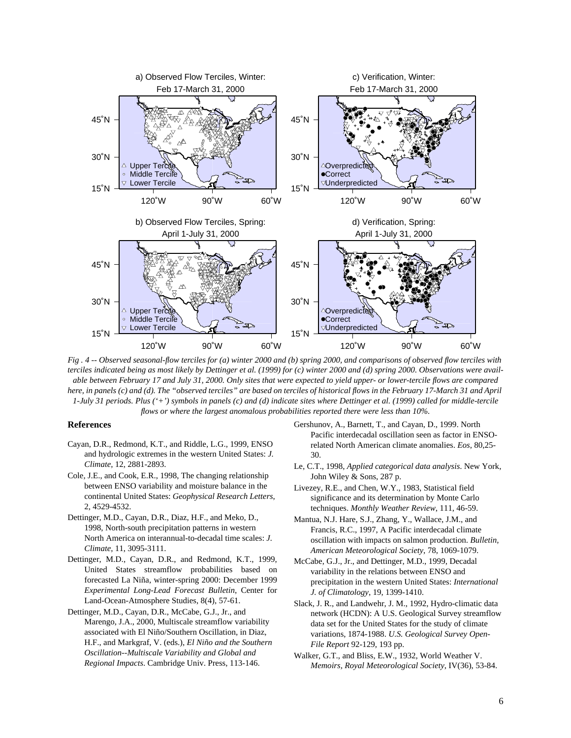a) Observed Flow Terciles, Winter:
Feb 17-March 31, 2000

45˚N
30˚N
15˚N
120˚W 90˚W 60˚W

△ Upper Tercile
◦ Middle Tercile
▽ Lower Tercile

c) Verification, Winter:
Feb 17-March 31, 2000

45˚N
30˚N
15˚N
120˚W 90˚W 60˚W

△Overpredicted
●Correct
▽Underpredicted

b) Observed Flow Terciles, Spring:
April 1-July 31, 2000

45˚N
30˚N
15˚N
120˚W 90˚W 60˚W

△ Upper Tercile
◦ Middle Tercile
▽ Lower Tercile

d) Verification, Spring:
April 1-July 31, 2000

45˚N
30˚N
15˚N
120˚W 90˚W 60˚W

△Overpredicted
●Correct
▽Underpredicted

*Fig . 4 -- Observed seasonal-flow terciles for (a) winter 2000 and (b) spring 2000, and comparisons of observed flow terciles with terciles indicated being as most likely by Dettinger et al. (1999) for (c) winter 2000 and (d) spring 2000. Observations were available between February 17 and July 31, 2000. Only sites that were expected to yield upper- or lower-tercile flows are compared here, in panels (c) and (d). The "observed terciles" are based on terciles of historical flows in the February 17-March 31 and April 1-July 31 periods. Plus ('+') symbols in panels (c) and (d) indicate sites where Dettinger et al. (1999) called for middle-tercile flows or where the largest anomalous probabilities reported there were less than 10%.*

## References

Cayan, D.R., Redmond, K.T., and Riddle, L.G., 1999, ENSO and hydrologic extremes in the western United States: *J. Climate*, 12, 2881-2893.

Cole, J.E., and Cook, E.R., 1998, The changing relationship between ENSO variability and moisture balance in the continental United States: *Geophysical Research Letters*, 2, 4529-4532.

Dettinger, M.D., Cayan, D.R., Diaz, H.F., and Meko, D., 1998, North-south precipitation patterns in western North America on interannual-to-decadal time scales: *J. Climate*, 11, 3095-3111.

Dettinger, M.D., Cayan, D.R., and Redmond, K.T., 1999, United States streamflow probabilities based on forecasted La Niña, winter-spring 2000: December 1999 *Experimental Long-Lead Forecast Bulletin*, Center for Land-Ocean-Atmosphere Studies, 8(4), 57-61.

Dettinger, M.D., Cayan, D.R., McCabe, G.J., Jr., and Marengo, J.A., 2000, Multiscale streamflow variability associated with El Niño/Southern Oscillation, in Diaz, H.F., and Markgraf, V. (eds.), *El Niño and the Southern Oscillation--Multiscale Variability and Global and Regional Impacts*. Cambridge Univ. Press, 113-146.

Gershunov, A., Barnett, T., and Cayan, D., 1999. North Pacific interdecadal oscillation seen as factor in ENSO-related North American climate anomalies. *Eos*, 80,25-30.

Le, C.T., 1998, *Applied categorical data analysis*. New York, John Wiley & Sons, 287 p.

Livezey, R.E., and Chen, W.Y., 1983, Statistical field significance and its determination by Monte Carlo techniques. *Monthly Weather Review*, 111, 46-59.

Mantua, N.J. Hare, S.J., Zhang, Y., Wallace, J.M., and Francis, R.C., 1997, A Pacific interdecadal climate oscillation with impacts on salmon production. *Bulletin, American Meteorological Society*, 78, 1069-1079.

McCabe, G.J., Jr., and Dettinger, M.D., 1999, Decadal variability in the relations between ENSO and precipitation in the western United States: *International J. of Climatology*, 19, 1399-1410.

Slack, J. R., and Landwehr, J. M., 1992, Hydro-climatic data network (HCDN): A U.S. Geological Survey streamflow data set for the United States for the study of climate variations, 1874-1988. *U.S. Geological Survey Open-File Report* 92-129, 193 pp.

Walker, G.T., and Bliss, E.W., 1932, World Weather V. *Memoirs, Royal Meteorological Society*, IV(36), 53-84.